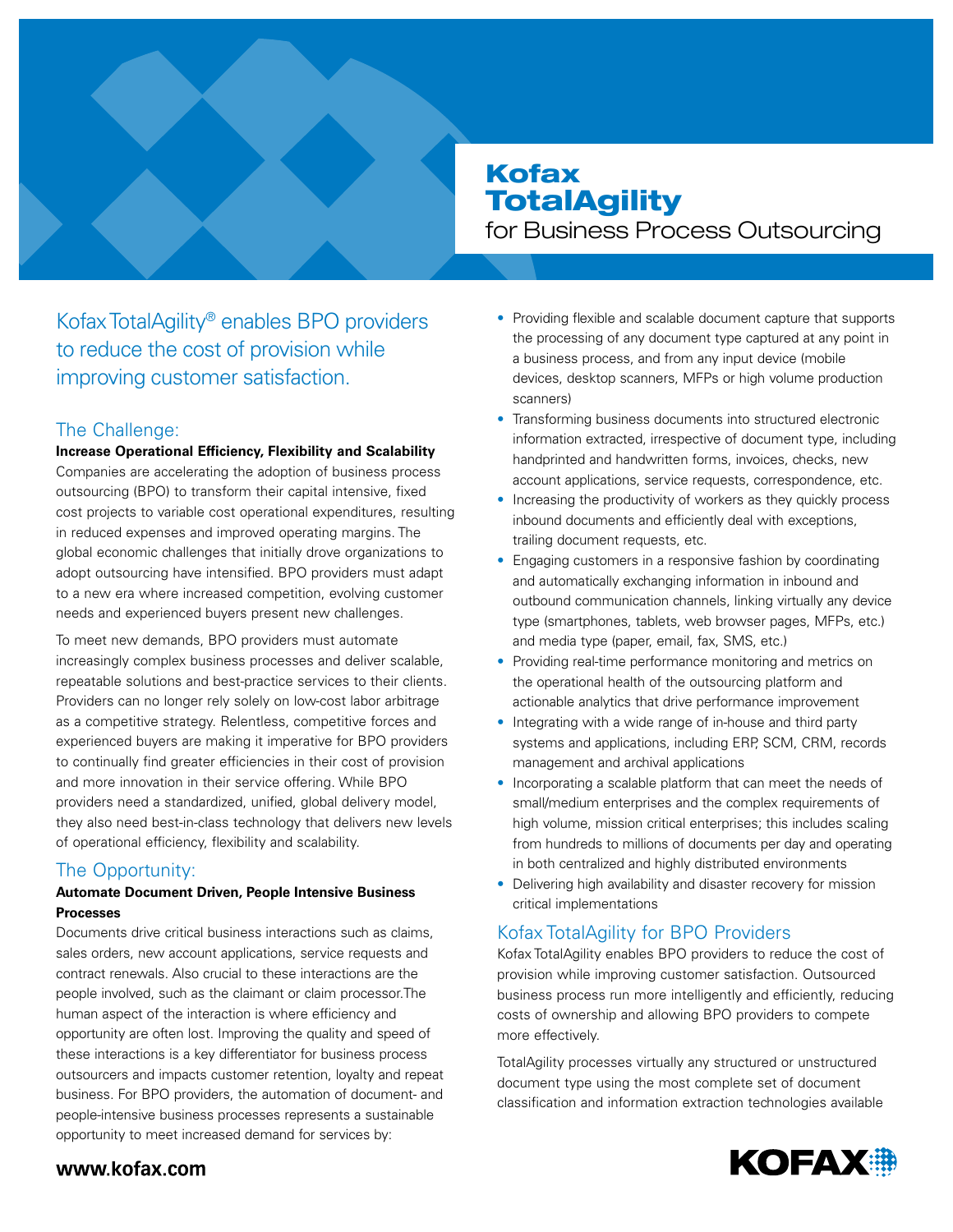# Kofax TotalAgility

## for Business Process Outsourcing

Kofax TotalAgility® enables BPO providers to reduce the cost of provision while improving customer satisfaction.

## The Challenge:

**Increase Operational Efficiency, Flexibility and Scalability**

Companies are accelerating the adoption of business process outsourcing (BPO) to transform their capital intensive, fixed cost projects to variable cost operational expenditures, resulting in reduced expenses and improved operating margins. The global economic challenges that initially drove organizations to adopt outsourcing have intensified. BPO providers must adapt to a new era where increased competition, evolving customer needs and experienced buyers present new challenges.

To meet new demands, BPO providers must automate increasingly complex business processes and deliver scalable, repeatable solutions and best-practice services to their clients. Providers can no longer rely solely on low-cost labor arbitrage as a competitive strategy. Relentless, competitive forces and experienced buyers are making it imperative for BPO providers to continually find greater efficiencies in their cost of provision and more innovation in their service offering. While BPO providers need a standardized, unified, global delivery model, they also need best-in-class technology that delivers new levels of operational efficiency, flexibility and scalability.

## The Opportunity:

**Automate Document Driven, People Intensive Business Processes**

Documents drive critical business interactions such as claims, sales orders, new account applications, service requests and contract renewals. Also crucial to these interactions are the people involved, such as the claimant or claim processor.The human aspect of the interaction is where efficiency and opportunity are often lost. Improving the quality and speed of these interactions is a key differentiator for business process outsourcers and impacts customer retention, loyalty and repeat business. For BPO providers, the automation of document- and people-intensive business processes represents a sustainable opportunity to meet increased demand for services by:

- Providing flexible and scalable document capture that supports the processing of any document type captured at any point in a business process, and from any input device (mobile devices, desktop scanners, MFPs or high volume production scanners)
- Transforming business documents into structured electronic information extracted, irrespective of document type, including handprinted and handwritten forms, invoices, checks, new account applications, service requests, correspondence, etc.
- Increasing the productivity of workers as they quickly process inbound documents and efficiently deal with exceptions, trailing document requests, etc.
- Engaging customers in a responsive fashion by coordinating and automatically exchanging information in inbound and outbound communication channels, linking virtually any device type (smartphones, tablets, web browser pages, MFPs, etc.) and media type (paper, email, fax, SMS, etc.)
- Providing real-time performance monitoring and metrics on the operational health of the outsourcing platform and actionable analytics that drive performance improvement
- Integrating with a wide range of in-house and third party systems and applications, including ERP, SCM, CRM, records management and archival applications
- Incorporating a scalable platform that can meet the needs of small/medium enterprises and the complex requirements of high volume, mission critical enterprises; this includes scaling from hundreds to millions of documents per day and operating in both centralized and highly distributed environments
- Delivering high availability and disaster recovery for mission critical implementations

## Kofax TotalAgility for BPO Providers

Kofax TotalAgility enables BPO providers to reduce the cost of provision while improving customer satisfaction. Outsourced business process run more intelligently and efficiently, reducing costs of ownership and allowing BPO providers to compete more effectively.

TotalAgility processes virtually any structured or unstructured document type using the most complete set of document classification and information extraction technologies available

**www.kofax.com**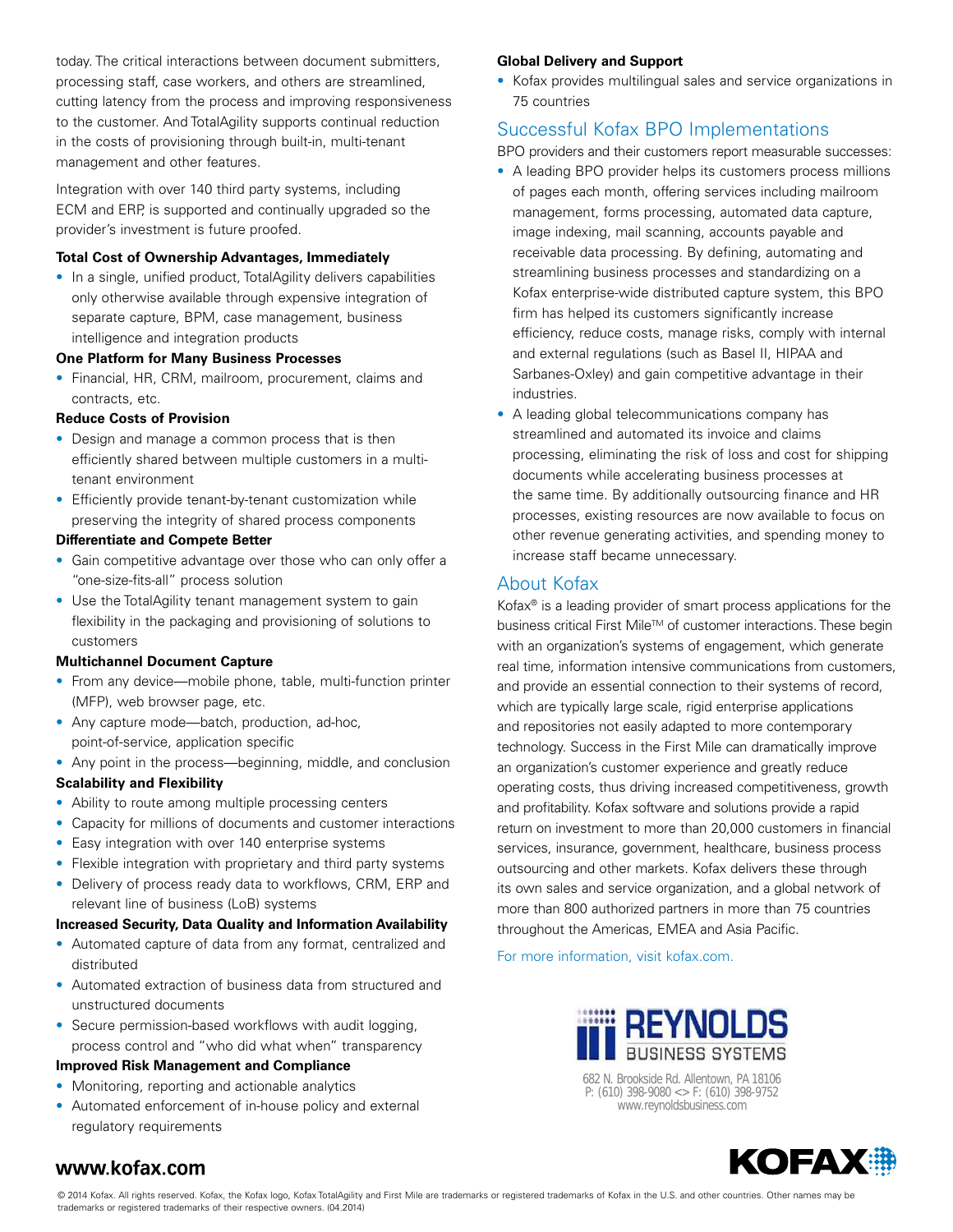today. The critical interactions between document submitters, processing staff, case workers, and others are streamlined, cutting latency from the process and improving responsiveness to the customer. And TotalAgility supports continual reduction in the costs of provisioning through built-in, multi-tenant management and other features.

Integration with over 140 third party systems, including ECM and ERP, is supported and continually upgraded so the provider's investment is future proofed.

**Total Cost of Ownership Advantages, Immediately**

- In a single, unified product, TotalAgility delivers capabilities only otherwise available through expensive integration of separate capture, BPM, case management, business intelligence and integration products

**One Platform for Many Business Processes**

- Financial, HR, CRM, mailroom, procurement, claims and contracts, etc.

**Reduce Costs of Provision**

- Design and manage a common process that is then efficiently shared between multiple customers in a multi-tenant environment
- Efficiently provide tenant-by-tenant customization while preserving the integrity of shared process components

**Differentiate and Compete Better**

- Gain competitive advantage over those who can only offer a "one-size-fits-all" process solution
- Use the TotalAgility tenant management system to gain flexibility in the packaging and provisioning of solutions to customers

**Multichannel Document Capture**

- From any device—mobile phone, table, multi-function printer (MFP), web browser page, etc.
- Any capture mode—batch, production, ad-hoc, point-of-service, application specific
- Any point in the process—beginning, middle, and conclusion

**Scalability and Flexibility**

- Ability to route among multiple processing centers
- Capacity for millions of documents and customer interactions
- Easy integration with over 140 enterprise systems
- Flexible integration with proprietary and third party systems
- Delivery of process ready data to workflows, CRM, ERP and relevant line of business (LoB) systems

**Increased Security, Data Quality and Information Availability**

- Automated capture of data from any format, centralized and distributed
- Automated extraction of business data from structured and unstructured documents
- Secure permission-based workflows with audit logging, process control and "who did what when" transparency

**Improved Risk Management and Compliance**

- Monitoring, reporting and actionable analytics
- Automated enforcement of in-house policy and external regulatory requirements

**Global Delivery and Support**

- Kofax provides multilingual sales and service organizations in 75 countries

## Successful Kofax BPO Implementations

BPO providers and their customers report measurable successes:

- A leading BPO provider helps its customers process millions of pages each month, offering services including mailroom management, forms processing, automated data capture, image indexing, mail scanning, accounts payable and receivable data processing. By defining, automating and streamlining business processes and standardizing on a Kofax enterprise-wide distributed capture system, this BPO firm has helped its customers significantly increase efficiency, reduce costs, manage risks, comply with internal and external regulations (such as Basel II, HIPAA and Sarbanes-Oxley) and gain competitive advantage in their industries.
- A leading global telecommunications company has streamlined and automated its invoice and claims processing, eliminating the risk of loss and cost for shipping documents while accelerating business processes at the same time. By additionally outsourcing finance and HR processes, existing resources are now available to focus on other revenue generating activities, and spending money to increase staff became unnecessary.

## About Kofax

Kofax® is a leading provider of smart process applications for the business critical First Mile™ of customer interactions. These begin with an organization's systems of engagement, which generate real time, information intensive communications from customers, and provide an essential connection to their systems of record, which are typically large scale, rigid enterprise applications and repositories not easily adapted to more contemporary technology. Success in the First Mile can dramatically improve an organization's customer experience and greatly reduce operating costs, thus driving increased competitiveness, growth and profitability. Kofax software and solutions provide a rapid return on investment to more than 20,000 customers in financial services, insurance, government, healthcare, business process outsourcing and other markets. Kofax delivers these through its own sales and service organization, and a global network of more than 800 authorized partners in more than 75 countries throughout the Americas, EMEA and Asia Pacific.

For more information, visit kofax.com.

REYNOLDS BUSINESS SYSTEMS

682 N. Brookside Rd. Allentown, PA 18106
P: (610) 398-9080 <> F: (610) 398-9752
www.reynoldsbusiness.com

**www.kofax.com**

KOFAX

© 2014 Kofax. All rights reserved. Kofax, the Kofax logo, Kofax TotalAgility and First Mile are trademarks or registered trademarks of Kofax in the U.S. and other countries. Other names may be trademarks or registered trademarks of their respective owners. (04.2014)